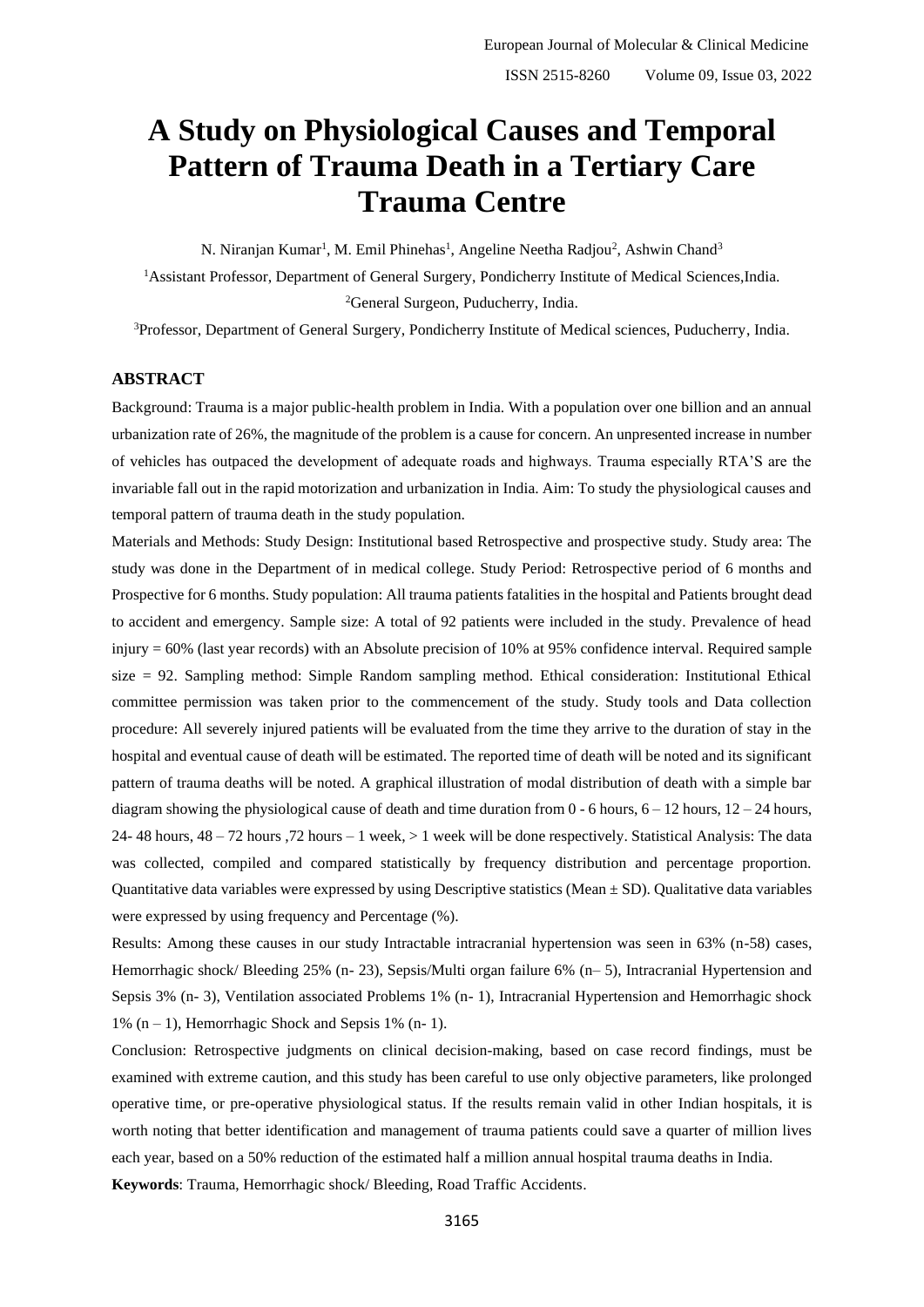# A Study on Physiological Causes and Temporal Pattern of Trauma Death in a Tertiary Care Trauma Centre

N. Niranjan Kumar[1], M. Emil Phinehas[1], Angeline Neetha Radjou[2], Ashwin Chand[3]

[1]Assistant Professor, Department of General Surgery, Pondicherry Institute of Medical Sciences,India.

[2]General Surgeon, Puducherry, India.

[3]Professor, Department of General Surgery, Pondicherry Institute of Medical sciences, Puducherry, India.

## ABSTRACT

Background: Trauma is a major public-health problem in India. With a population over one billion and an annual urbanization rate of 26%, the magnitude of the problem is a cause for concern. An unpresented increase in number of vehicles has outpaced the development of adequate roads and highways. Trauma especially RTA'S are the invariable fall out in the rapid motorization and urbanization in India. Aim: To study the physiological causes and temporal pattern of trauma death in the study population.

Materials and Methods: Study Design: Institutional based Retrospective and prospective study. Study area: The study was done in the Department of in medical college. Study Period: Retrospective period of 6 months and Prospective for 6 months. Study population: All trauma patients fatalities in the hospital and Patients brought dead to accident and emergency. Sample size: A total of 92 patients were included in the study. Prevalence of head injury = 60% (last year records) with an Absolute precision of 10% at 95% confidence interval. Required sample size = 92. Sampling method: Simple Random sampling method. Ethical consideration: Institutional Ethical committee permission was taken prior to the commencement of the study. Study tools and Data collection procedure: All severely injured patients will be evaluated from the time they arrive to the duration of stay in the hospital and eventual cause of death will be estimated. The reported time of death will be noted and its significant pattern of trauma deaths will be noted. A graphical illustration of modal distribution of death with a simple bar diagram showing the physiological cause of death and time duration from 0 - 6 hours, 6 – 12 hours, 12 – 24 hours, 24- 48 hours, 48 – 72 hours ,72 hours – 1 week, > 1 week will be done respectively. Statistical Analysis: The data was collected, compiled and compared statistically by frequency distribution and percentage proportion. Quantitative data variables were expressed by using Descriptive statistics (Mean ± SD). Qualitative data variables were expressed by using frequency and Percentage (%).

Results: Among these causes in our study Intractable intracranial hypertension was seen in 63% (n-58) cases, Hemorrhagic shock/ Bleeding 25% (n- 23), Sepsis/Multi organ failure 6% (n– 5), Intracranial Hypertension and Sepsis 3% (n- 3), Ventilation associated Problems 1% (n- 1), Intracranial Hypertension and Hemorrhagic shock 1% (n – 1), Hemorrhagic Shock and Sepsis 1% (n- 1).

Conclusion: Retrospective judgments on clinical decision-making, based on case record findings, must be examined with extreme caution, and this study has been careful to use only objective parameters, like prolonged operative time, or pre-operative physiological status. If the results remain valid in other Indian hospitals, it is worth noting that better identification and management of trauma patients could save a quarter of million lives each year, based on a 50% reduction of the estimated half a million annual hospital trauma deaths in India.

**Keywords**: Trauma, Hemorrhagic shock/ Bleeding, Road Traffic Accidents.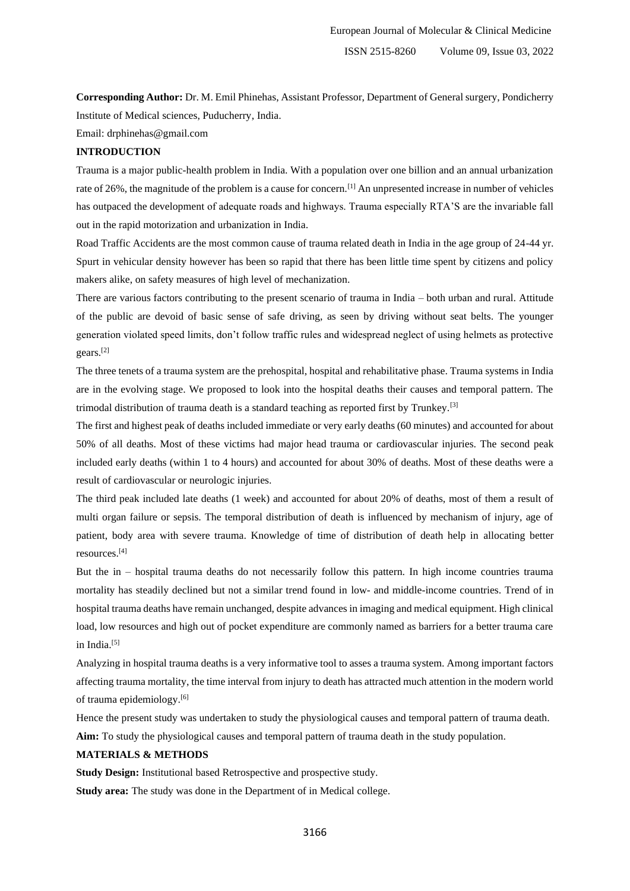**Corresponding Author:** Dr. M. Emil Phinehas, Assistant Professor, Department of General surgery, Pondicherry Institute of Medical sciences, Puducherry, India.

Email: drphinehas@gmail.com

## INTRODUCTION

Trauma is a major public-health problem in India. With a population over one billion and an annual urbanization rate of 26%, the magnitude of the problem is a cause for concern.[1] An unpresented increase in number of vehicles has outpaced the development of adequate roads and highways. Trauma especially RTA'S are the invariable fall out in the rapid motorization and urbanization in India.

Road Traffic Accidents are the most common cause of trauma related death in India in the age group of 24-44 yr. Spurt in vehicular density however has been so rapid that there has been little time spent by citizens and policy makers alike, on safety measures of high level of mechanization.

There are various factors contributing to the present scenario of trauma in India – both urban and rural. Attitude of the public are devoid of basic sense of safe driving, as seen by driving without seat belts. The younger generation violated speed limits, don't follow traffic rules and widespread neglect of using helmets as protective gears.[2]

The three tenets of a trauma system are the prehospital, hospital and rehabilitative phase. Trauma systems in India are in the evolving stage. We proposed to look into the hospital deaths their causes and temporal pattern. The trimodal distribution of trauma death is a standard teaching as reported first by Trunkey.[3]

The first and highest peak of deaths included immediate or very early deaths (60 minutes) and accounted for about 50% of all deaths. Most of these victims had major head trauma or cardiovascular injuries. The second peak included early deaths (within 1 to 4 hours) and accounted for about 30% of deaths. Most of these deaths were a result of cardiovascular or neurologic injuries.

The third peak included late deaths (1 week) and accounted for about 20% of deaths, most of them a result of multi organ failure or sepsis. The temporal distribution of death is influenced by mechanism of injury, age of patient, body area with severe trauma. Knowledge of time of distribution of death help in allocating better resources.[4]

But the in – hospital trauma deaths do not necessarily follow this pattern. In high income countries trauma mortality has steadily declined but not a similar trend found in low- and middle-income countries. Trend of in hospital trauma deaths have remain unchanged, despite advances in imaging and medical equipment. High clinical load, low resources and high out of pocket expenditure are commonly named as barriers for a better trauma care in India.[5]

Analyzing in hospital trauma deaths is a very informative tool to asses a trauma system. Among important factors affecting trauma mortality, the time interval from injury to death has attracted much attention in the modern world of trauma epidemiology.[6]

Hence the present study was undertaken to study the physiological causes and temporal pattern of trauma death.

**Aim:** To study the physiological causes and temporal pattern of trauma death in the study population.

## MATERIALS & METHODS

**Study Design:** Institutional based Retrospective and prospective study.

**Study area:** The study was done in the Department of in Medical college.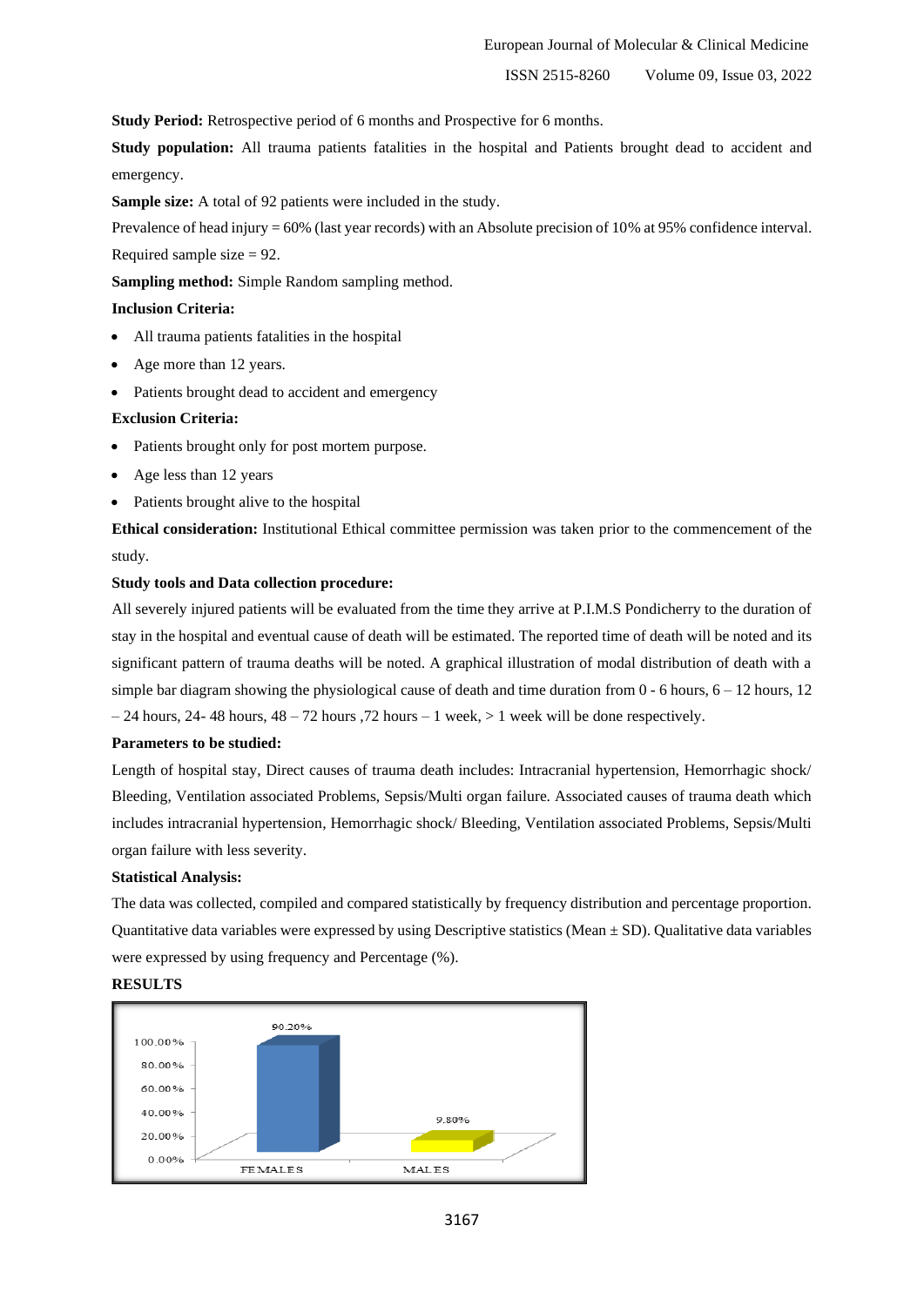**Study Period:** Retrospective period of 6 months and Prospective for 6 months.

**Study population:** All trauma patients fatalities in the hospital and Patients brought dead to accident and emergency.

**Sample size:** A total of 92 patients were included in the study.

Prevalence of head injury = 60% (last year records) with an Absolute precision of 10% at 95% confidence interval. Required sample size = 92.

**Sampling method:** Simple Random sampling method.

**Inclusion Criteria:**

- All trauma patients fatalities in the hospital
- Age more than 12 years.
- Patients brought dead to accident and emergency

**Exclusion Criteria:**

- Patients brought only for post mortem purpose.
- Age less than 12 years
- Patients brought alive to the hospital

**Ethical consideration:** Institutional Ethical committee permission was taken prior to the commencement of the study.

**Study tools and Data collection procedure:**

All severely injured patients will be evaluated from the time they arrive at P.I.M.S Pondicherry to the duration of stay in the hospital and eventual cause of death will be estimated. The reported time of death will be noted and its significant pattern of trauma deaths will be noted. A graphical illustration of modal distribution of death with a simple bar diagram showing the physiological cause of death and time duration from 0 - 6 hours, 6 – 12 hours, 12 – 24 hours, 24- 48 hours, 48 – 72 hours ,72 hours – 1 week, > 1 week will be done respectively.

**Parameters to be studied:**

Length of hospital stay, Direct causes of trauma death includes: Intracranial hypertension, Hemorrhagic shock/ Bleeding, Ventilation associated Problems, Sepsis/Multi organ failure. Associated causes of trauma death which includes intracranial hypertension, Hemorrhagic shock/ Bleeding, Ventilation associated Problems, Sepsis/Multi organ failure with less severity.

**Statistical Analysis:**

The data was collected, compiled and compared statistically by frequency distribution and percentage proportion. Quantitative data variables were expressed by using Descriptive statistics (Mean ± SD). Qualitative data variables were expressed by using frequency and Percentage (%).

**RESULTS**

| | FEMALES | MALES |
|---|---|---|
| Percentage | 90.20% | 9.80% |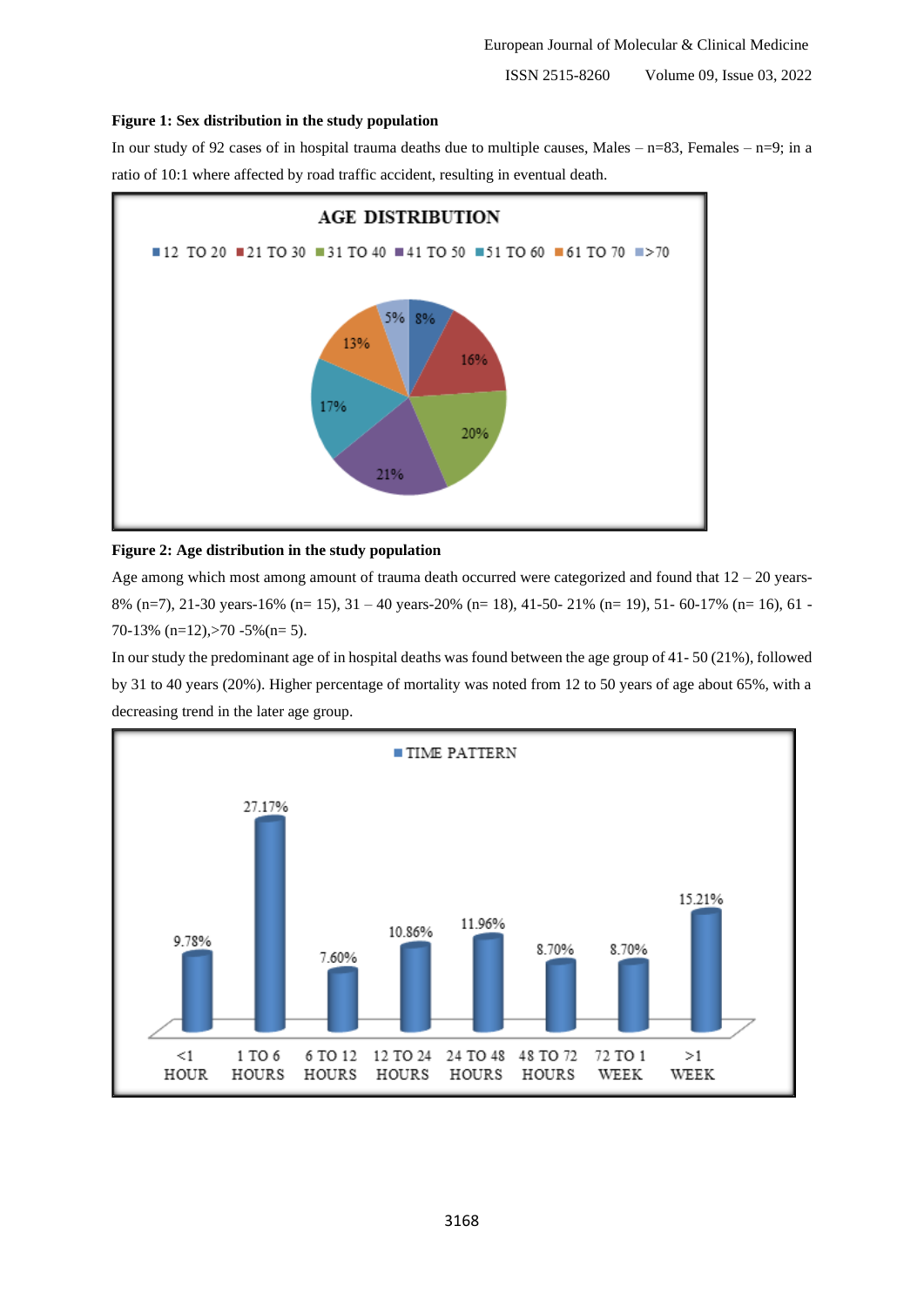**Figure 1: Sex distribution in the study population**

In our study of 92 cases of in hospital trauma deaths due to multiple causes, Males – n=83, Females – n=9; in a ratio of 10:1 where affected by road traffic accident, resulting in eventual death.

**Figure 2: Age distribution in the study population**

Age among which most among amount of trauma death occurred were categorized and found that 12 – 20 years-8% (n=7), 21-30 years-16% (n= 15), 31 – 40 years-20% (n= 18), 41-50- 21% (n= 19), 51- 60-17% (n= 16), 61 -70-13% (n=12),>70 -5%(n= 5).

In our study the predominant age of in hospital deaths was found between the age group of 41- 50 (21%), followed by 31 to 40 years (20%). Higher percentage of mortality was noted from 12 to 50 years of age about 65%, with a decreasing trend in the later age group.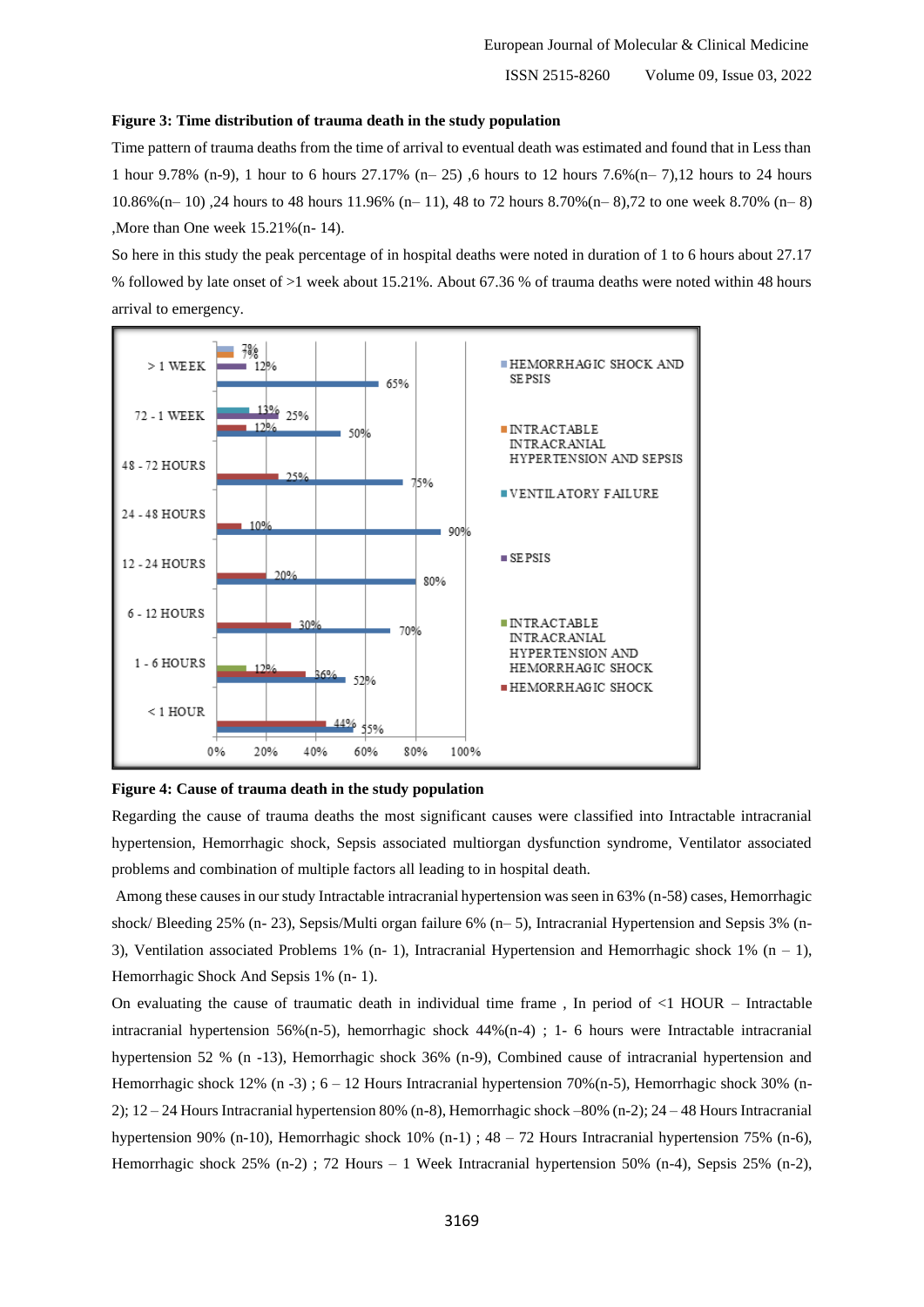**Figure 3: Time distribution of trauma death in the study population**

Time pattern of trauma deaths from the time of arrival to eventual death was estimated and found that in Less than 1 hour 9.78% (n-9), 1 hour to 6 hours 27.17% (n– 25) ,6 hours to 12 hours 7.6%(n– 7),12 hours to 24 hours 10.86%(n– 10) ,24 hours to 48 hours 11.96% (n– 11), 48 to 72 hours 8.70%(n– 8),72 to one week 8.70% (n– 8) ,More than One week 15.21%(n- 14).

So here in this study the peak percentage of in hospital deaths were noted in duration of 1 to 6 hours about 27.17 % followed by late onset of >1 week about 15.21%. About 67.36 % of trauma deaths were noted within 48 hours arrival to emergency.

**Figure 4: Cause of trauma death in the study population**

Regarding the cause of trauma deaths the most significant causes were classified into Intractable intracranial hypertension, Hemorrhagic shock, Sepsis associated multiorgan dysfunction syndrome, Ventilator associated problems and combination of multiple factors all leading to in hospital death.

Among these causes in our study Intractable intracranial hypertension was seen in 63% (n-58) cases, Hemorrhagic shock/ Bleeding 25% (n- 23), Sepsis/Multi organ failure 6% (n– 5), Intracranial Hypertension and Sepsis 3% (n-3), Ventilation associated Problems 1% (n- 1), Intracranial Hypertension and Hemorrhagic shock 1% (n – 1), Hemorrhagic Shock And Sepsis 1% (n- 1).

On evaluating the cause of traumatic death in individual time frame , In period of <1 HOUR – Intractable intracranial hypertension 56%(n-5), hemorrhagic shock 44%(n-4) ; 1- 6 hours were Intractable intracranial hypertension 52 % (n -13), Hemorrhagic shock 36% (n-9), Combined cause of intracranial hypertension and Hemorrhagic shock 12% (n -3) ; 6 – 12 Hours Intracranial hypertension 70%(n-5), Hemorrhagic shock 30% (n-2); 12 – 24 Hours Intracranial hypertension 80% (n-8), Hemorrhagic shock –80% (n-2); 24 – 48 Hours Intracranial hypertension 90% (n-10), Hemorrhagic shock 10% (n-1) ; 48 – 72 Hours Intracranial hypertension 75% (n-6), Hemorrhagic shock 25% (n-2) ; 72 Hours – 1 Week Intracranial hypertension 50% (n-4), Sepsis 25% (n-2),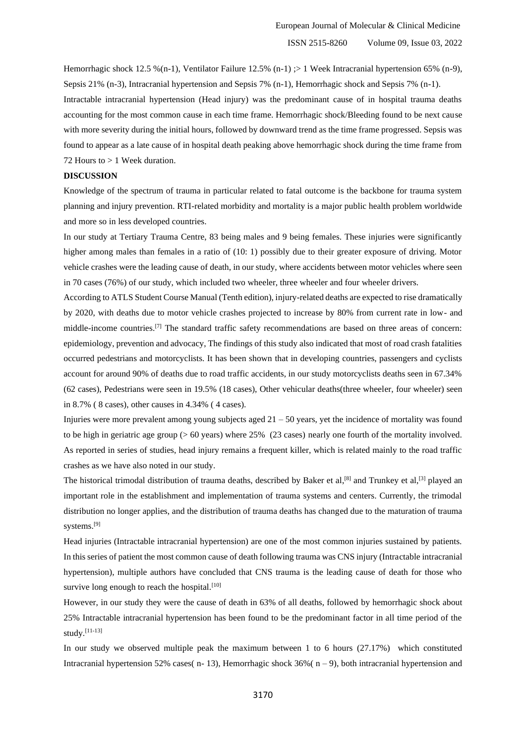Hemorrhagic shock 12.5 %(n-1), Ventilator Failure 12.5% (n-1) ;> 1 Week Intracranial hypertension 65% (n-9), Sepsis 21% (n-3), Intracranial hypertension and Sepsis 7% (n-1), Hemorrhagic shock and Sepsis 7% (n-1).

Intractable intracranial hypertension (Head injury) was the predominant cause of in hospital trauma deaths accounting for the most common cause in each time frame. Hemorrhagic shock/Bleeding found to be next cause with more severity during the initial hours, followed by downward trend as the time frame progressed. Sepsis was found to appear as a late cause of in hospital death peaking above hemorrhagic shock during the time frame from 72 Hours to > 1 Week duration.

**DISCUSSION**

Knowledge of the spectrum of trauma in particular related to fatal outcome is the backbone for trauma system planning and injury prevention. RTI-related morbidity and mortality is a major public health problem worldwide and more so in less developed countries.

In our study at Tertiary Trauma Centre, 83 being males and 9 being females. These injuries were significantly higher among males than females in a ratio of (10: 1) possibly due to their greater exposure of driving. Motor vehicle crashes were the leading cause of death, in our study, where accidents between motor vehicles where seen in 70 cases (76%) of our study, which included two wheeler, three wheeler and four wheeler drivers.

According to ATLS Student Course Manual (Tenth edition), injury-related deaths are expected to rise dramatically by 2020, with deaths due to motor vehicle crashes projected to increase by 80% from current rate in low- and middle-income countries.[7] The standard traffic safety recommendations are based on three areas of concern: epidemiology, prevention and advocacy, The findings of this study also indicated that most of road crash fatalities occurred pedestrians and motorcyclists. It has been shown that in developing countries, passengers and cyclists account for around 90% of deaths due to road traffic accidents, in our study motorcyclists deaths seen in 67.34% (62 cases), Pedestrians were seen in 19.5% (18 cases), Other vehicular deaths(three wheeler, four wheeler) seen in 8.7% ( 8 cases), other causes in 4.34% ( 4 cases).

Injuries were more prevalent among young subjects aged 21 – 50 years, yet the incidence of mortality was found to be high in geriatric age group (> 60 years) where 25% (23 cases) nearly one fourth of the mortality involved. As reported in series of studies, head injury remains a frequent killer, which is related mainly to the road traffic crashes as we have also noted in our study.

The historical trimodal distribution of trauma deaths, described by Baker et al,[8] and Trunkey et al,[3] played an important role in the establishment and implementation of trauma systems and centers. Currently, the trimodal distribution no longer applies, and the distribution of trauma deaths has changed due to the maturation of trauma systems.[9]

Head injuries (Intractable intracranial hypertension) are one of the most common injuries sustained by patients. In this series of patient the most common cause of death following trauma was CNS injury (Intractable intracranial hypertension), multiple authors have concluded that CNS trauma is the leading cause of death for those who survive long enough to reach the hospital.[10]

However, in our study they were the cause of death in 63% of all deaths, followed by hemorrhagic shock about 25% Intractable intracranial hypertension has been found to be the predominant factor in all time period of the study.[11-13]

In our study we observed multiple peak the maximum between 1 to 6 hours (27.17%) which constituted Intracranial hypertension 52% cases( n- 13), Hemorrhagic shock 36%( n – 9), both intracranial hypertension and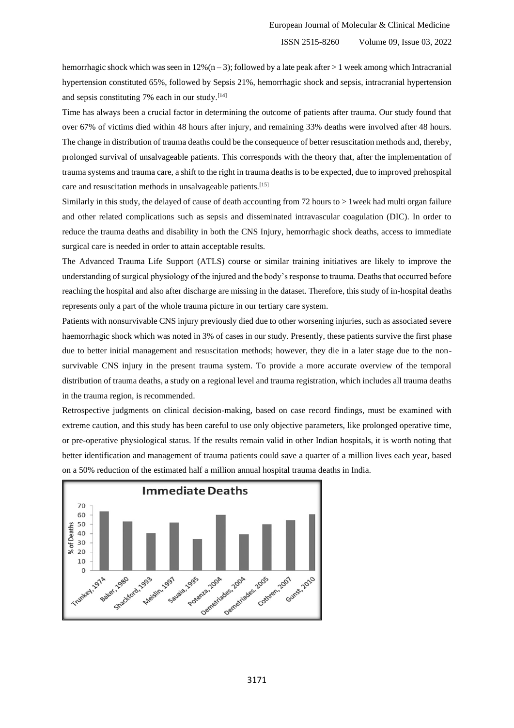hemorrhagic shock which was seen in 12%(n – 3); followed by a late peak after > 1 week among which Intracranial hypertension constituted 65%, followed by Sepsis 21%, hemorrhagic shock and sepsis, intracranial hypertension and sepsis constituting 7% each in our study.[14]

Time has always been a crucial factor in determining the outcome of patients after trauma. Our study found that over 67% of victims died within 48 hours after injury, and remaining 33% deaths were involved after 48 hours. The change in distribution of trauma deaths could be the consequence of better resuscitation methods and, thereby, prolonged survival of unsalvageable patients. This corresponds with the theory that, after the implementation of trauma systems and trauma care, a shift to the right in trauma deaths is to be expected, due to improved prehospital care and resuscitation methods in unsalvageable patients.[15]

Similarly in this study, the delayed of cause of death accounting from 72 hours to > 1week had multi organ failure and other related complications such as sepsis and disseminated intravascular coagulation (DIC). In order to reduce the trauma deaths and disability in both the CNS Injury, hemorrhagic shock deaths, access to immediate surgical care is needed in order to attain acceptable results.

The Advanced Trauma Life Support (ATLS) course or similar training initiatives are likely to improve the understanding of surgical physiology of the injured and the body's response to trauma. Deaths that occurred before reaching the hospital and also after discharge are missing in the dataset. Therefore, this study of in-hospital deaths represents only a part of the whole trauma picture in our tertiary care system.

Patients with nonsurvivable CNS injury previously died due to other worsening injuries, such as associated severe haemorrhagic shock which was noted in 3% of cases in our study. Presently, these patients survive the first phase due to better initial management and resuscitation methods; however, they die in a later stage due to the non-survivable CNS injury in the present trauma system. To provide a more accurate overview of the temporal distribution of trauma deaths, a study on a regional level and trauma registration, which includes all trauma deaths in the trauma region, is recommended.

Retrospective judgments on clinical decision-making, based on case record findings, must be examined with extreme caution, and this study has been careful to use only objective parameters, like prolonged operative time, or pre-operative physiological status. If the results remain valid in other Indian hospitals, it is worth noting that better identification and management of trauma patients could save a quarter of a million lives each year, based on a 50% reduction of the estimated half a million annual hospital trauma deaths in India.

**Immediate Deaths**

| Study | % of Deaths |
|---|---|
| Trunkey, 1974 | ~64 |
| Baker, 1980 | ~53 |
| Shackford, 1993 | ~40 |
| Meislin, 1997 | ~52 |
| Sauaia, 1995 | ~34 |
| Potenza, 2004 | ~60 |
| Demetriades, 2004 | ~39 |
| Demetriades, 2005 | ~50 |
| Cothren, 2007 | ~54 |
| Gunst, 2010 | ~61 |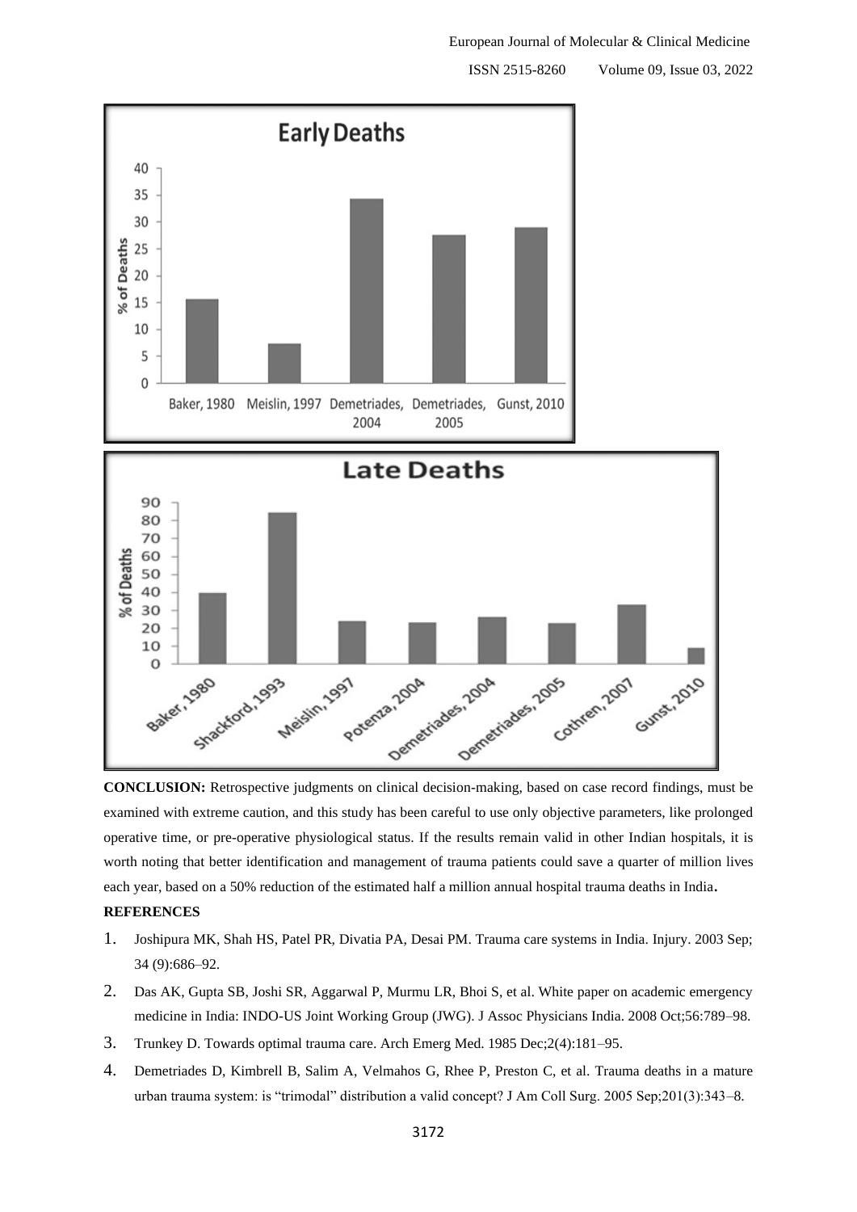**CONCLUSION:** Retrospective judgments on clinical decision-making, based on case record findings, must be examined with extreme caution, and this study has been careful to use only objective parameters, like prolonged operative time, or pre-operative physiological status. If the results remain valid in other Indian hospitals, it is worth noting that better identification and management of trauma patients could save a quarter of million lives each year, based on a 50% reduction of the estimated half a million annual hospital trauma deaths in India.

## REFERENCES

1. Joshipura MK, Shah HS, Patel PR, Divatia PA, Desai PM. Trauma care systems in India. Injury. 2003 Sep; 34 (9):686–92.
2. Das AK, Gupta SB, Joshi SR, Aggarwal P, Murmu LR, Bhoi S, et al. White paper on academic emergency medicine in India: INDO-US Joint Working Group (JWG). J Assoc Physicians India. 2008 Oct;56:789–98.
3. Trunkey D. Towards optimal trauma care. Arch Emerg Med. 1985 Dec;2(4):181–95.
4. Demetriades D, Kimbrell B, Salim A, Velmahos G, Rhee P, Preston C, et al. Trauma deaths in a mature urban trauma system: is "trimodal" distribution a valid concept? J Am Coll Surg. 2005 Sep;201(3):343–8.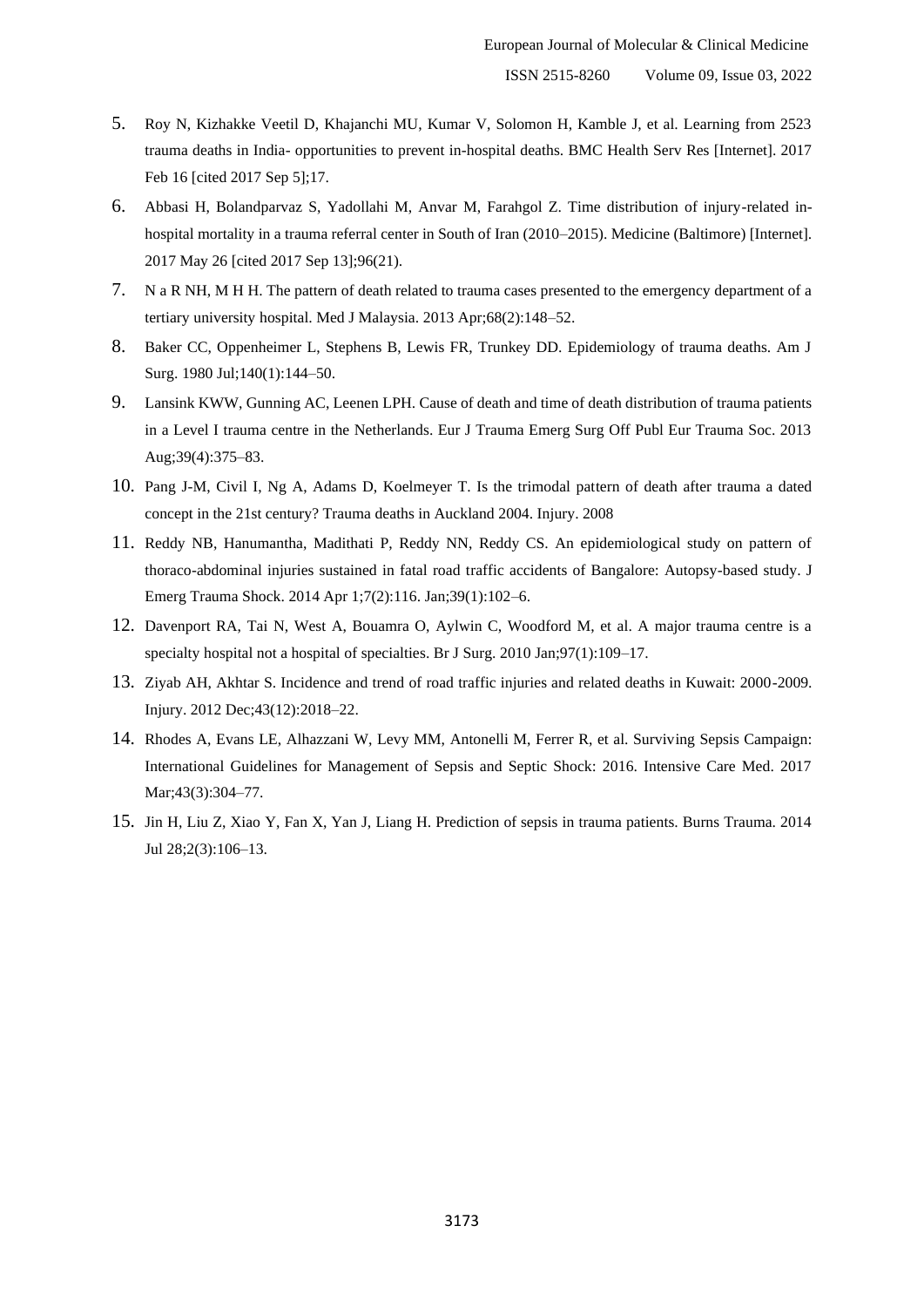5. Roy N, Kizhakke Veetil D, Khajanchi MU, Kumar V, Solomon H, Kamble J, et al. Learning from 2523 trauma deaths in India- opportunities to prevent in-hospital deaths. BMC Health Serv Res [Internet]. 2017 Feb 16 [cited 2017 Sep 5];17.
6. Abbasi H, Bolandparvaz S, Yadollahi M, Anvar M, Farahgol Z. Time distribution of injury-related in-hospital mortality in a trauma referral center in South of Iran (2010–2015). Medicine (Baltimore) [Internet]. 2017 May 26 [cited 2017 Sep 13];96(21).
7. N a R NH, M H H. The pattern of death related to trauma cases presented to the emergency department of a tertiary university hospital. Med J Malaysia. 2013 Apr;68(2):148–52.
8. Baker CC, Oppenheimer L, Stephens B, Lewis FR, Trunkey DD. Epidemiology of trauma deaths. Am J Surg. 1980 Jul;140(1):144–50.
9. Lansink KWW, Gunning AC, Leenen LPH. Cause of death and time of death distribution of trauma patients in a Level I trauma centre in the Netherlands. Eur J Trauma Emerg Surg Off Publ Eur Trauma Soc. 2013 Aug;39(4):375–83.
10. Pang J-M, Civil I, Ng A, Adams D, Koelmeyer T. Is the trimodal pattern of death after trauma a dated concept in the 21st century? Trauma deaths in Auckland 2004. Injury. 2008
11. Reddy NB, Hanumantha, Madithati P, Reddy NN, Reddy CS. An epidemiological study on pattern of thoraco-abdominal injuries sustained in fatal road traffic accidents of Bangalore: Autopsy-based study. J Emerg Trauma Shock. 2014 Apr 1;7(2):116. Jan;39(1):102–6.
12. Davenport RA, Tai N, West A, Bouamra O, Aylwin C, Woodford M, et al. A major trauma centre is a specialty hospital not a hospital of specialties. Br J Surg. 2010 Jan;97(1):109–17.
13. Ziyab AH, Akhtar S. Incidence and trend of road traffic injuries and related deaths in Kuwait: 2000-2009. Injury. 2012 Dec;43(12):2018–22.
14. Rhodes A, Evans LE, Alhazzani W, Levy MM, Antonelli M, Ferrer R, et al. Surviving Sepsis Campaign: International Guidelines for Management of Sepsis and Septic Shock: 2016. Intensive Care Med. 2017 Mar;43(3):304–77.
15. Jin H, Liu Z, Xiao Y, Fan X, Yan J, Liang H. Prediction of sepsis in trauma patients. Burns Trauma. 2014 Jul 28;2(3):106–13.